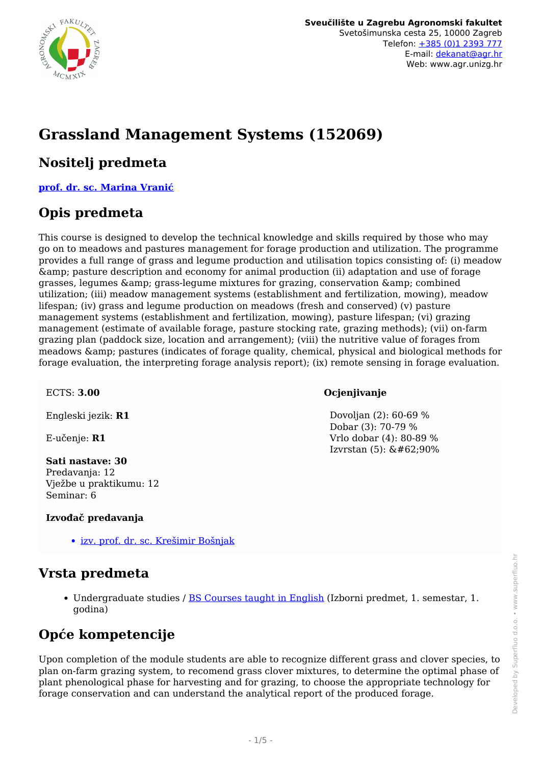**Sveučilište u Zagrebu Agronomski fakultet**
Svetošimunska cesta 25, 10000 Zagreb
Telefon: +385 (0)1 2393 777
E-mail: dekanat@agr.hr
Web: www.agr.unizg.hr

# Grassland Management Systems (152069)

## Nositelj predmeta

**prof. dr. sc. Marina Vranić**

## Opis predmeta

This course is designed to develop the technical knowledge and skills required by those who may go on to meadows and pastures management for forage production and utilization. The programme provides a full range of grass and legume production and utilisation topics consisting of: (i) meadow &amp; pasture description and economy for animal production (ii) adaptation and use of forage grasses, legumes &amp; grass-legume mixtures for grazing, conservation &amp; combined utilization; (iii) meadow management systems (establishment and fertilization, mowing), meadow lifespan; (iv) grass and legume production on meadows (fresh and conserved) (v) pasture management systems (establishment and fertilization, mowing), pasture lifespan; (vi) grazing management (estimate of available forage, pasture stocking rate, grazing methods); (vii) on-farm grazing plan (paddock size, location and arrangement); (viii) the nutritive value of forages from meadows &amp; pastures (indicates of forage quality, chemical, physical and biological methods for forage evaluation, the interpreting forage analysis report); (ix) remote sensing in forage evaluation.

ECTS: **3.00**

Engleski jezik: **R1**

E-učenje: **R1**

**Sati nastave: 30**
Predavanja: 12
Vježbe u praktikumu: 12
Seminar: 6

**Izvođač predavanja**

- izv. prof. dr. sc. Krešimir Bošnjak

**Ocjenjivanje**

Dovoljan (2): 60-69 %
Dobar (3): 70-79 %
Vrlo dobar (4): 80-89 %
Izvrstan (5): &#62;90%

## Vrsta predmeta

- Undergraduate studies / BS Courses taught in English (Izborni predmet, 1. semestar, 1. godina)

## Opće kompetencije

Upon completion of the module students are able to recognize different grass and clover species, to plan on-farm grazing system, to recomend grass clover mixtures, to determine the optimal phase of plant phenological phase for harvesting and for grazing, to choose the appropriate technology for forage conservation and can understand the analytical report of the produced forage.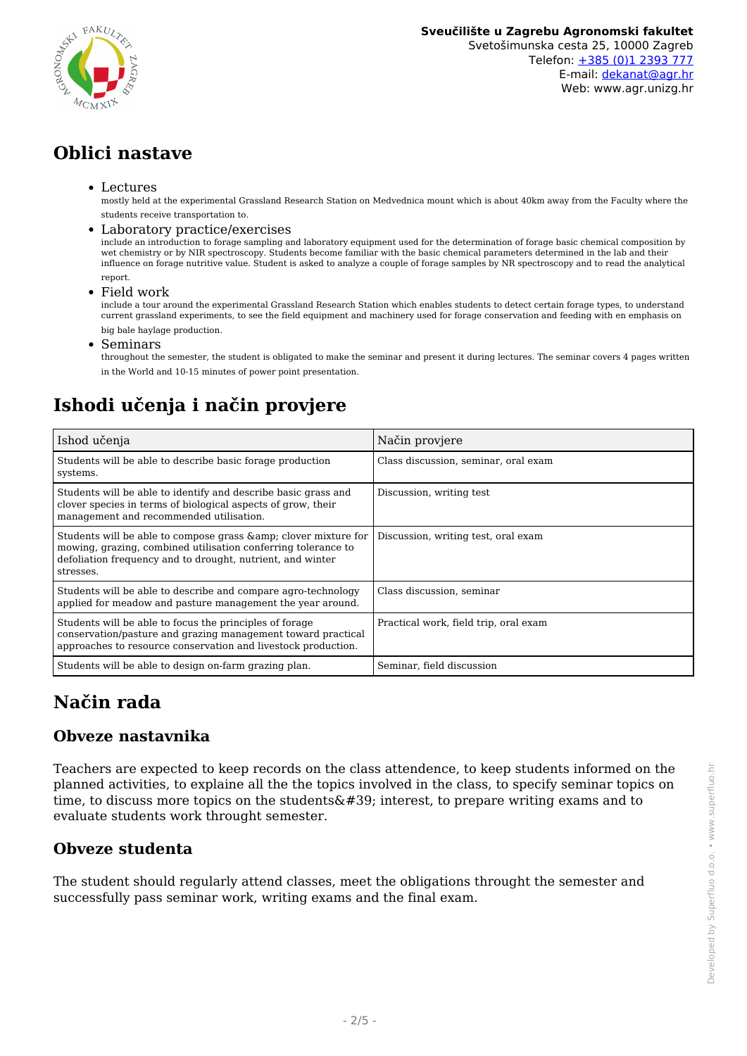## Oblici nastave

- Lectures
  mostly held at the experimental Grassland Research Station on Medvednica mount which is about 40km away from the Faculty where the students receive transportation to.
- Laboratory practice/exercises
  include an introduction to forage sampling and laboratory equipment used for the determination of forage basic chemical composition by wet chemistry or by NIR spectroscopy. Students become familiar with the basic chemical parameters determined in the lab and their influence on forage nutritive value. Student is asked to analyze a couple of forage samples by NR spectroscopy and to read the analytical report.
- Field work
  include a tour around the experimental Grassland Research Station which enables students to detect certain forage types, to understand current grassland experiments, to see the field equipment and machinery used for forage conservation and feeding with en emphasis on big bale haylage production.
- Seminars
  throughout the semester, the student is obligated to make the seminar and present it during lectures. The seminar covers 4 pages written in the World and 10-15 minutes of power point presentation.

## Ishodi učenja i način provjere

| Ishod učenja | Način provjere |
|---|---|
| Students will be able to describe basic forage production systems. | Class discussion, seminar, oral exam |
| Students will be able to identify and describe basic grass and clover species in terms of biological aspects of grow, their management and recommended utilisation. | Discussion, writing test |
| Students will be able to compose grass &amp; clover mixture for mowing, grazing, combined utilisation conferring tolerance to defoliation frequency and to drought, nutrient, and winter stresses. | Discussion, writing test, oral exam |
| Students will be able to describe and compare agro-technology applied for meadow and pasture management the year around. | Class discussion, seminar |
| Students will be able to focus the principles of forage conservation/pasture and grazing management toward practical approaches to resource conservation and livestock production. | Practical work, field trip, oral exam |
| Students will be able to design on-farm grazing plan. | Seminar, field discussion |

## Način rada

### Obveze nastavnika

Teachers are expected to keep records on the class attendence, to keep students informed on the planned activities, to explaine all the the topics involved in the class, to specify seminar topics on time, to discuss more topics on the students&#39; interest, to prepare writing exams and to evaluate students work throught semester.

### Obveze studenta

The student should regularly attend classes, meet the obligations throught the semester and successfully pass seminar work, writing exams and the final exam.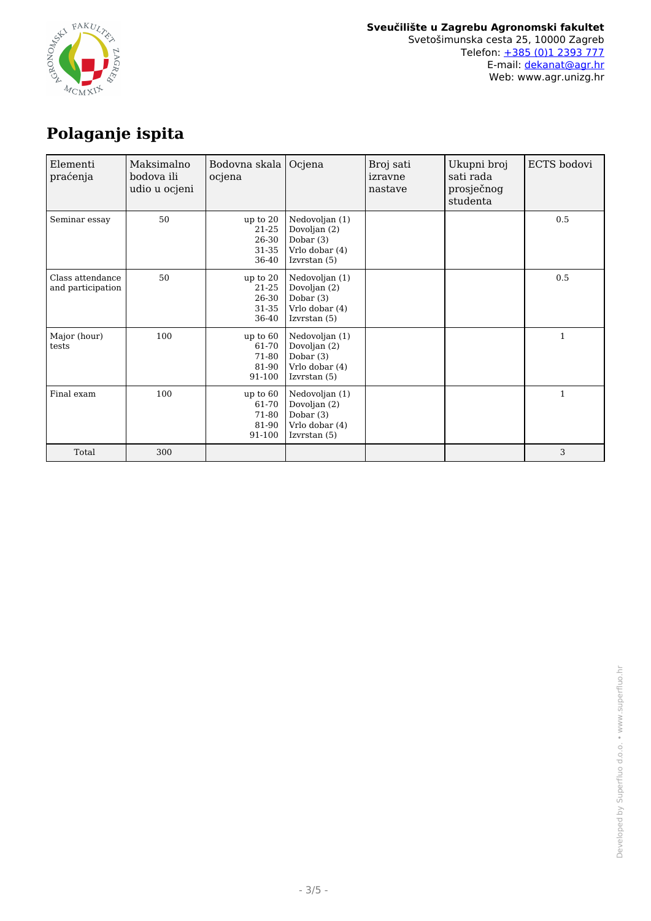# Polaganje ispita

| Elementi praćenja | Maksimalno bodova ili udio u ocjeni | Bodovna skala ocjena | Ocjena | Broj sati izravne nastave | Ukupni broj sati rada prosječnog studenta | ECTS bodovi |
|---|---|---|---|---|---|---|
| Seminar essay | 50 | up to 20<br>21-25<br>26-30<br>31-35<br>36-40 | Nedovoljan (1)<br>Dovoljan (2)<br>Dobar (3)<br>Vrlo dobar (4)<br>Izvrstan (5) | | | 0.5 |
| Class attendance and participation | 50 | up to 20<br>21-25<br>26-30<br>31-35<br>36-40 | Nedovoljan (1)<br>Dovoljan (2)<br>Dobar (3)<br>Vrlo dobar (4)<br>Izvrstan (5) | | | 0.5 |
| Major (hour) tests | 100 | up to 60<br>61-70<br>71-80<br>81-90<br>91-100 | Nedovoljan (1)<br>Dovoljan (2)<br>Dobar (3)<br>Vrlo dobar (4)<br>Izvrstan (5) | | | 1 |
| Final exam | 100 | up to 60<br>61-70<br>71-80<br>81-90<br>91-100 | Nedovoljan (1)<br>Dovoljan (2)<br>Dobar (3)<br>Vrlo dobar (4)<br>Izvrstan (5) | | | 1 |
| Total | 300 | | | | | 3 |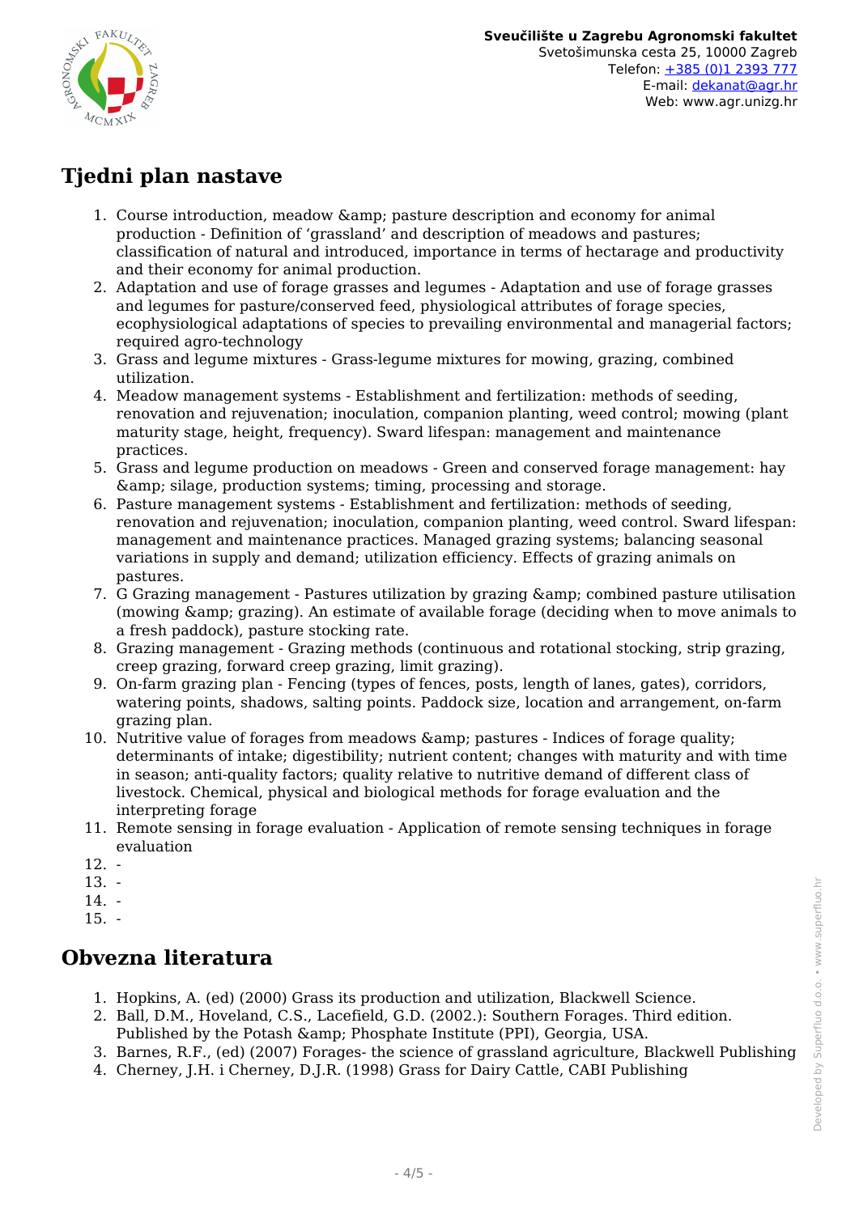## Tjedni plan nastave

1. Course introduction, meadow &amp; pasture description and economy for animal production - Definition of 'grassland' and description of meadows and pastures; classification of natural and introduced, importance in terms of hectarage and productivity and their economy for animal production.
2. Adaptation and use of forage grasses and legumes - Adaptation and use of forage grasses and legumes for pasture/conserved feed, physiological attributes of forage species, ecophysiological adaptations of species to prevailing environmental and managerial factors; required agro-technology
3. Grass and legume mixtures - Grass-legume mixtures for mowing, grazing, combined utilization.
4. Meadow management systems - Establishment and fertilization: methods of seeding, renovation and rejuvenation; inoculation, companion planting, weed control; mowing (plant maturity stage, height, frequency). Sward lifespan: management and maintenance practices.
5. Grass and legume production on meadows - Green and conserved forage management: hay &amp; silage, production systems; timing, processing and storage.
6. Pasture management systems - Establishment and fertilization: methods of seeding, renovation and rejuvenation; inoculation, companion planting, weed control. Sward lifespan: management and maintenance practices. Managed grazing systems; balancing seasonal variations in supply and demand; utilization efficiency. Effects of grazing animals on pastures.
7. G Grazing management - Pastures utilization by grazing &amp; combined pasture utilisation (mowing &amp; grazing). An estimate of available forage (deciding when to move animals to a fresh paddock), pasture stocking rate.
8. Grazing management - Grazing methods (continuous and rotational stocking, strip grazing, creep grazing, forward creep grazing, limit grazing).
9. On-farm grazing plan - Fencing (types of fences, posts, length of lanes, gates), corridors, watering points, shadows, salting points. Paddock size, location and arrangement, on-farm grazing plan.
10. Nutritive value of forages from meadows &amp; pastures - Indices of forage quality; determinants of intake; digestibility; nutrient content; changes with maturity and with time in season; anti-quality factors; quality relative to nutritive demand of different class of livestock. Chemical, physical and biological methods for forage evaluation and the interpreting forage
11. Remote sensing in forage evaluation - Application of remote sensing techniques in forage evaluation
12. -
13. -
14. -
15. -

## Obvezna literatura

1. Hopkins, A. (ed) (2000) Grass its production and utilization, Blackwell Science.
2. Ball, D.M., Hoveland, C.S., Lacefield, G.D. (2002.): Southern Forages. Third edition. Published by the Potash &amp; Phosphate Institute (PPI), Georgia, USA.
3. Barnes, R.F., (ed) (2007) Forages- the science of grassland agriculture, Blackwell Publishing
4. Cherney, J.H. i Cherney, D.J.R. (1998) Grass for Dairy Cattle, CABI Publishing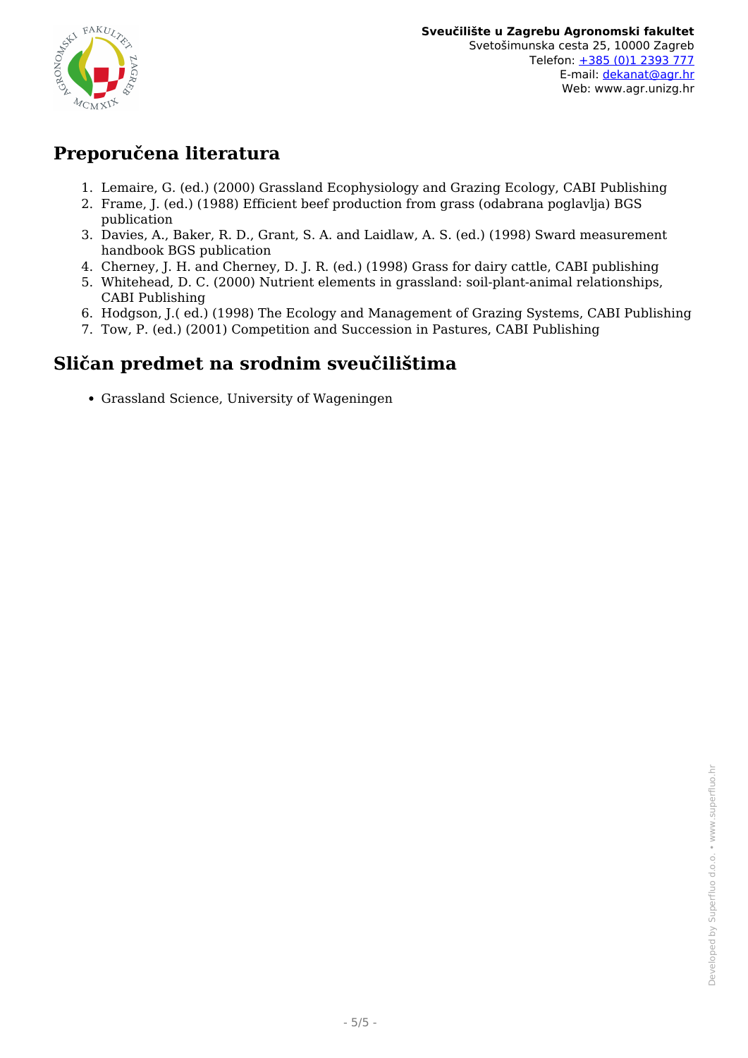## Preporučena literatura

1. Lemaire, G. (ed.) (2000) Grassland Ecophysiology and Grazing Ecology, CABI Publishing
2. Frame, J. (ed.) (1988) Efficient beef production from grass (odabrana poglavlja) BGS publication
3. Davies, A., Baker, R. D., Grant, S. A. and Laidlaw, A. S. (ed.) (1998) Sward measurement handbook BGS publication
4. Cherney, J. H. and Cherney, D. J. R. (ed.) (1998) Grass for dairy cattle, CABI publishing
5. Whitehead, D. C. (2000) Nutrient elements in grassland: soil-plant-animal relationships, CABI Publishing
6. Hodgson, J.( ed.) (1998) The Ecology and Management of Grazing Systems, CABI Publishing
7. Tow, P. (ed.) (2001) Competition and Succession in Pastures, CABI Publishing

## Sličan predmet na srodnim sveučilištima

- Grassland Science, University of Wageningen